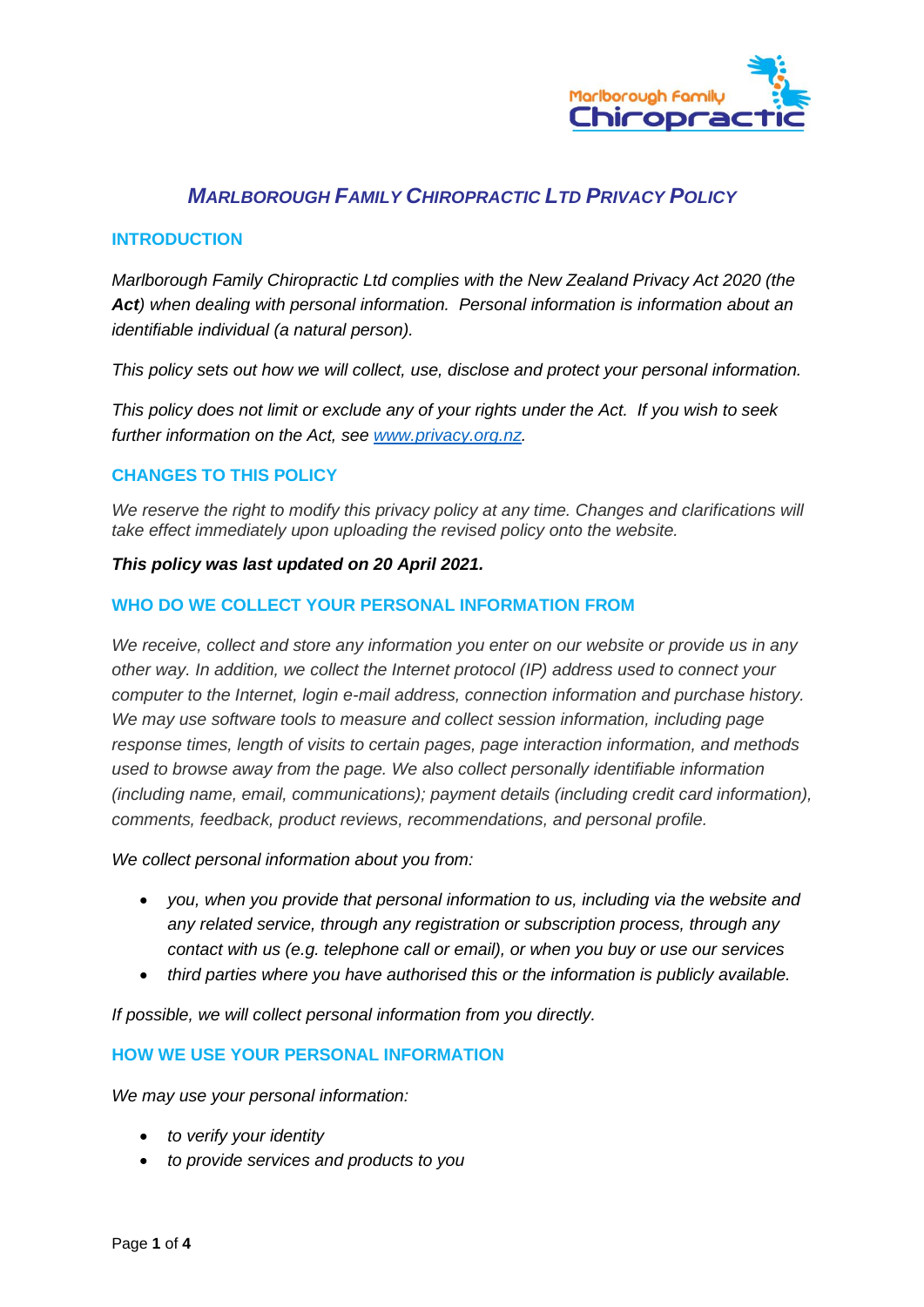# *MARLBOROUGH FAMILY CHIROPRACTIC LTD PRIVACY POLICY*

## INTRODUCTION

*Marlborough Family Chiropractic Ltd complies with the New Zealand Privacy Act 2020 (the **Act**) when dealing with personal information. Personal information is information about an identifiable individual (a natural person).*

*This policy sets out how we will collect, use, disclose and protect your personal information.*

*This policy does not limit or exclude any of your rights under the Act. If you wish to seek further information on the Act, see [www.privacy.org.nz](http://www.privacy.org.nz).*

## CHANGES TO THIS POLICY

*We reserve the right to modify this privacy policy at any time. Changes and clarifications will take effect immediately upon uploading the revised policy onto the website.*

***This policy was last updated on 20 April 2021.***

## WHO DO WE COLLECT YOUR PERSONAL INFORMATION FROM

*We receive, collect and store any information you enter on our website or provide us in any other way. In addition, we collect the Internet protocol (IP) address used to connect your computer to the Internet, login e-mail address, connection information and purchase history. We may use software tools to measure and collect session information, including page response times, length of visits to certain pages, page interaction information, and methods used to browse away from the page. We also collect personally identifiable information (including name, email, communications); payment details (including credit card information), comments, feedback, product reviews, recommendations, and personal profile.*

*We collect personal information about you from:*

- *you, when you provide that personal information to us, including via the website and any related service, through any registration or subscription process, through any contact with us (e.g. telephone call or email), or when you buy or use our services*
- *third parties where you have authorised this or the information is publicly available.*

*If possible, we will collect personal information from you directly.*

## HOW WE USE YOUR PERSONAL INFORMATION

*We may use your personal information:*

- *to verify your identity*
- *to provide services and products to you*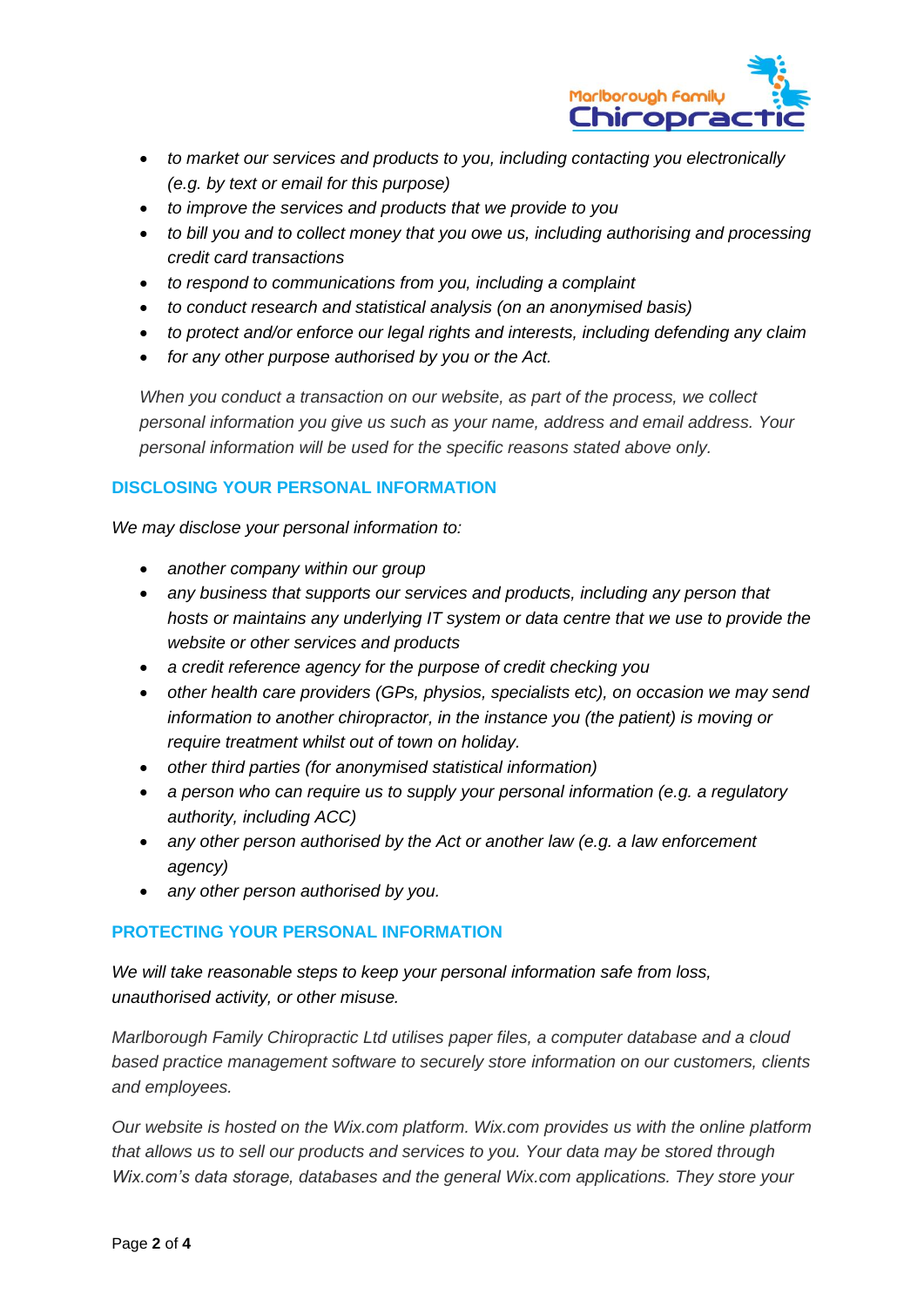- *to market our services and products to you, including contacting you electronically (e.g. by text or email for this purpose)*
- *to improve the services and products that we provide to you*
- *to bill you and to collect money that you owe us, including authorising and processing credit card transactions*
- *to respond to communications from you, including a complaint*
- *to conduct research and statistical analysis (on an anonymised basis)*
- *to protect and/or enforce our legal rights and interests, including defending any claim*
- *for any other purpose authorised by you or the Act.*

*When you conduct a transaction on our website, as part of the process, we collect personal information you give us such as your name, address and email address. Your personal information will be used for the specific reasons stated above only.*

## DISCLOSING YOUR PERSONAL INFORMATION

*We may disclose your personal information to:*

- *another company within our group*
- *any business that supports our services and products, including any person that hosts or maintains any underlying IT system or data centre that we use to provide the website or other services and products*
- *a credit reference agency for the purpose of credit checking you*
- *other health care providers (GPs, physios, specialists etc), on occasion we may send information to another chiropractor, in the instance you (the patient) is moving or require treatment whilst out of town on holiday.*
- *other third parties (for anonymised statistical information)*
- *a person who can require us to supply your personal information (e.g. a regulatory authority, including ACC)*
- *any other person authorised by the Act or another law (e.g. a law enforcement agency)*
- *any other person authorised by you.*

## PROTECTING YOUR PERSONAL INFORMATION

*We will take reasonable steps to keep your personal information safe from loss, unauthorised activity, or other misuse.*

*Marlborough Family Chiropractic Ltd utilises paper files, a computer database and a cloud based practice management software to securely store information on our customers, clients and employees.*

*Our website is hosted on the Wix.com platform. Wix.com provides us with the online platform that allows us to sell our products and services to you. Your data may be stored through Wix.com's data storage, databases and the general Wix.com applications. They store your*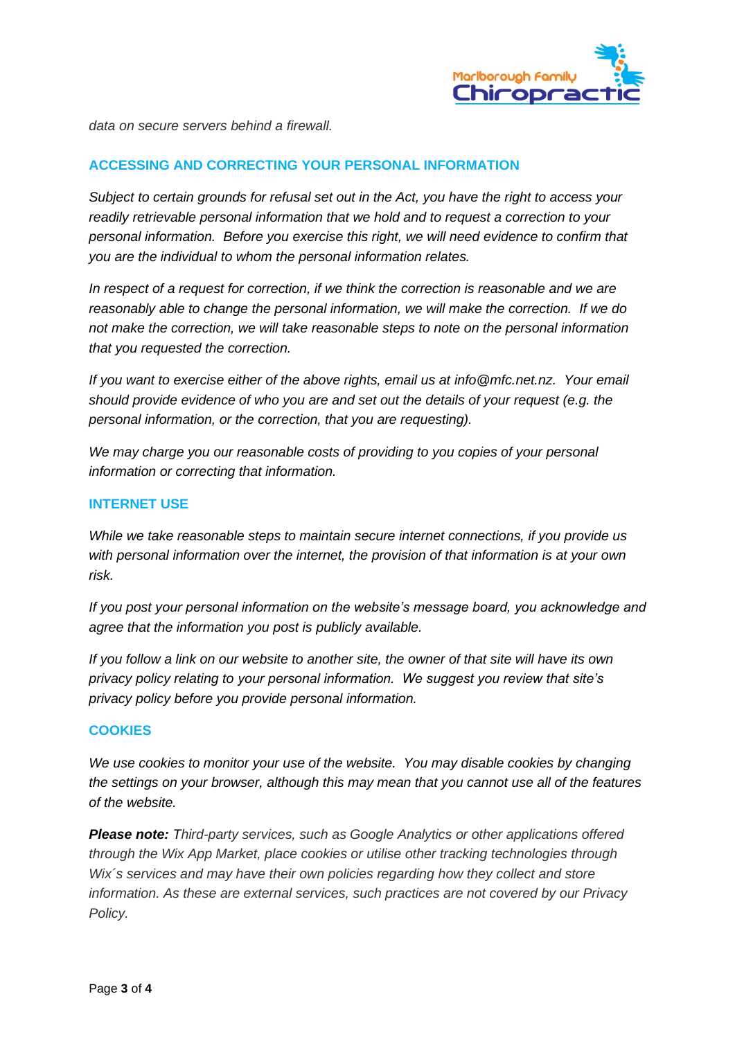*data on secure servers behind a firewall.*

## ACCESSING AND CORRECTING YOUR PERSONAL INFORMATION

*Subject to certain grounds for refusal set out in the Act, you have the right to access your readily retrievable personal information that we hold and to request a correction to your personal information. Before you exercise this right, we will need evidence to confirm that you are the individual to whom the personal information relates.*

*In respect of a request for correction, if we think the correction is reasonable and we are reasonably able to change the personal information, we will make the correction. If we do not make the correction, we will take reasonable steps to note on the personal information that you requested the correction.*

*If you want to exercise either of the above rights, email us at info@mfc.net.nz. Your email should provide evidence of who you are and set out the details of your request (e.g. the personal information, or the correction, that you are requesting).*

*We may charge you our reasonable costs of providing to you copies of your personal information or correcting that information.*

## INTERNET USE

*While we take reasonable steps to maintain secure internet connections, if you provide us with personal information over the internet, the provision of that information is at your own risk.*

*If you post your personal information on the website's message board, you acknowledge and agree that the information you post is publicly available.*

*If you follow a link on our website to another site, the owner of that site will have its own privacy policy relating to your personal information. We suggest you review that site's privacy policy before you provide personal information.*

## COOKIES

*We use cookies to monitor your use of the website. You may disable cookies by changing the settings on your browser, although this may mean that you cannot use all of the features of the website.*

***Please note:*** *Third-party services, such as Google Analytics or other applications offered through the Wix App Market, place cookies or utilise other tracking technologies through Wix´s services and may have their own policies regarding how they collect and store information. As these are external services, such practices are not covered by our Privacy Policy.*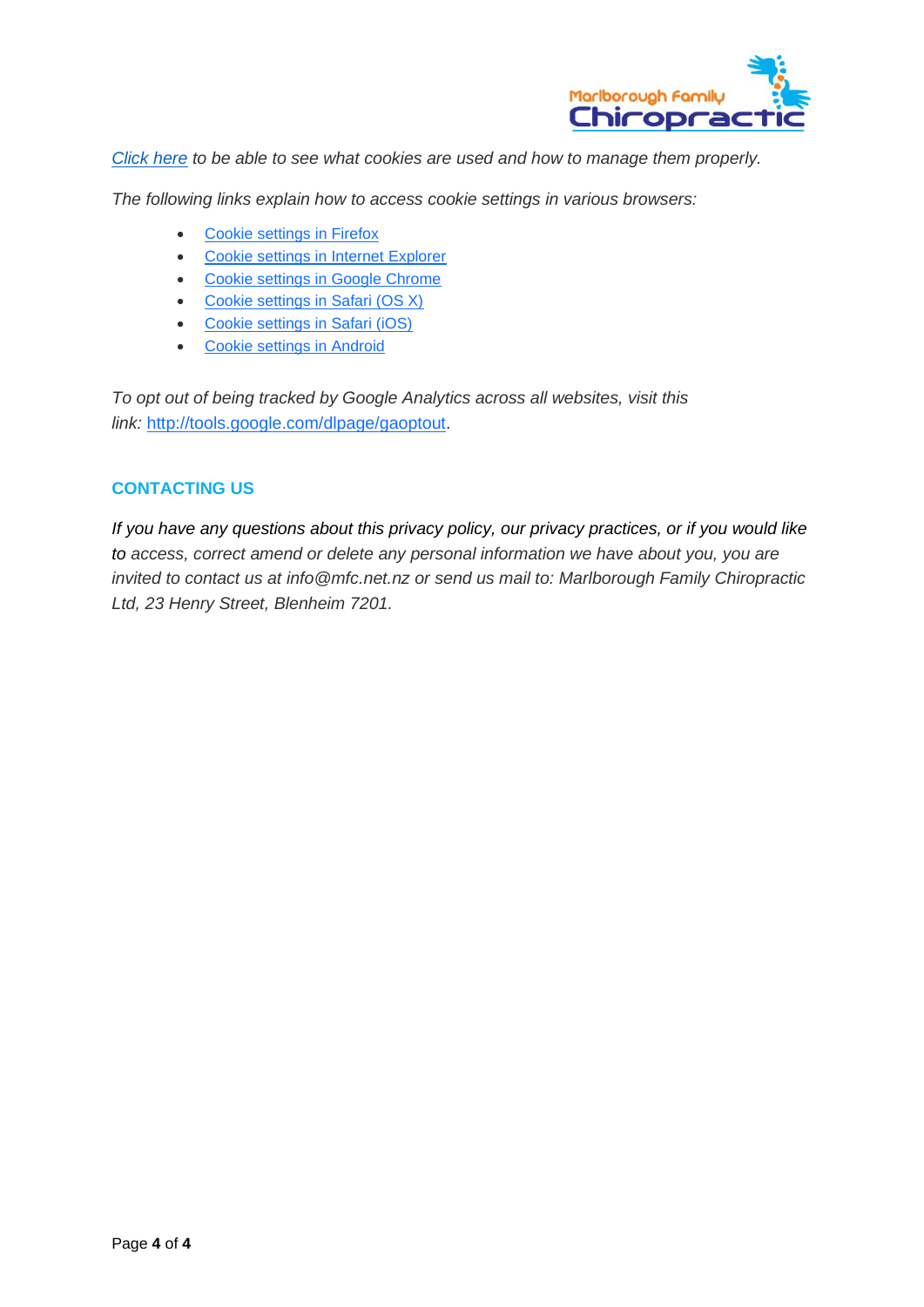*Click here to be able to see what cookies are used and how to manage them properly.*

*The following links explain how to access cookie settings in various browsers:*

- Cookie settings in Firefox
- Cookie settings in Internet Explorer
- Cookie settings in Google Chrome
- Cookie settings in Safari (OS X)
- Cookie settings in Safari (iOS)
- Cookie settings in Android

*To opt out of being tracked by Google Analytics across all websites, visit this link:* http://tools.google.com/dlpage/gaoptout.

## CONTACTING US

*If you have any questions about this privacy policy, our privacy practices, or if you would like to access, correct amend or delete any personal information we have about you, you are invited to contact us at info@mfc.net.nz or send us mail to: Marlborough Family Chiropractic Ltd, 23 Henry Street, Blenheim 7201.*